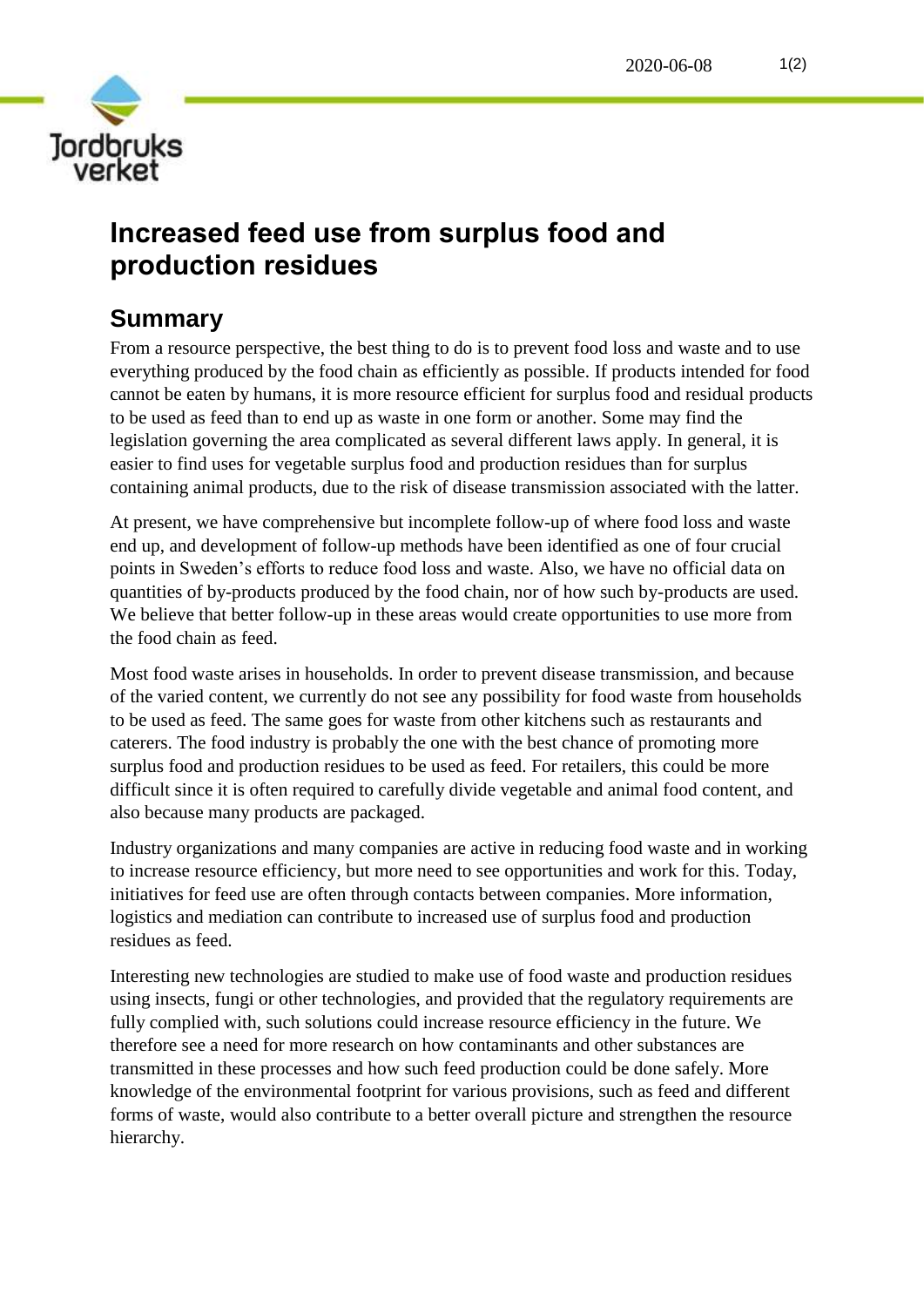# Increased feed use from surplus food and production residues

## Summary

From a resource perspective, the best thing to do is to prevent food loss and waste and to use everything produced by the food chain as efficiently as possible. If products intended for food cannot be eaten by humans, it is more resource efficient for surplus food and residual products to be used as feed than to end up as waste in one form or another. Some may find the legislation governing the area complicated as several different laws apply. In general, it is easier to find uses for vegetable surplus food and production residues than for surplus containing animal products, due to the risk of disease transmission associated with the latter.

At present, we have comprehensive but incomplete follow-up of where food loss and waste end up, and development of follow-up methods have been identified as one of four crucial points in Sweden's efforts to reduce food loss and waste. Also, we have no official data on quantities of by-products produced by the food chain, nor of how such by-products are used. We believe that better follow-up in these areas would create opportunities to use more from the food chain as feed.

Most food waste arises in households. In order to prevent disease transmission, and because of the varied content, we currently do not see any possibility for food waste from households to be used as feed. The same goes for waste from other kitchens such as restaurants and caterers. The food industry is probably the one with the best chance of promoting more surplus food and production residues to be used as feed. For retailers, this could be more difficult since it is often required to carefully divide vegetable and animal food content, and also because many products are packaged.

Industry organizations and many companies are active in reducing food waste and in working to increase resource efficiency, but more need to see opportunities and work for this. Today, initiatives for feed use are often through contacts between companies. More information, logistics and mediation can contribute to increased use of surplus food and production residues as feed.

Interesting new technologies are studied to make use of food waste and production residues using insects, fungi or other technologies, and provided that the regulatory requirements are fully complied with, such solutions could increase resource efficiency in the future. We therefore see a need for more research on how contaminants and other substances are transmitted in these processes and how such feed production could be done safely. More knowledge of the environmental footprint for various provisions, such as feed and different forms of waste, would also contribute to a better overall picture and strengthen the resource hierarchy.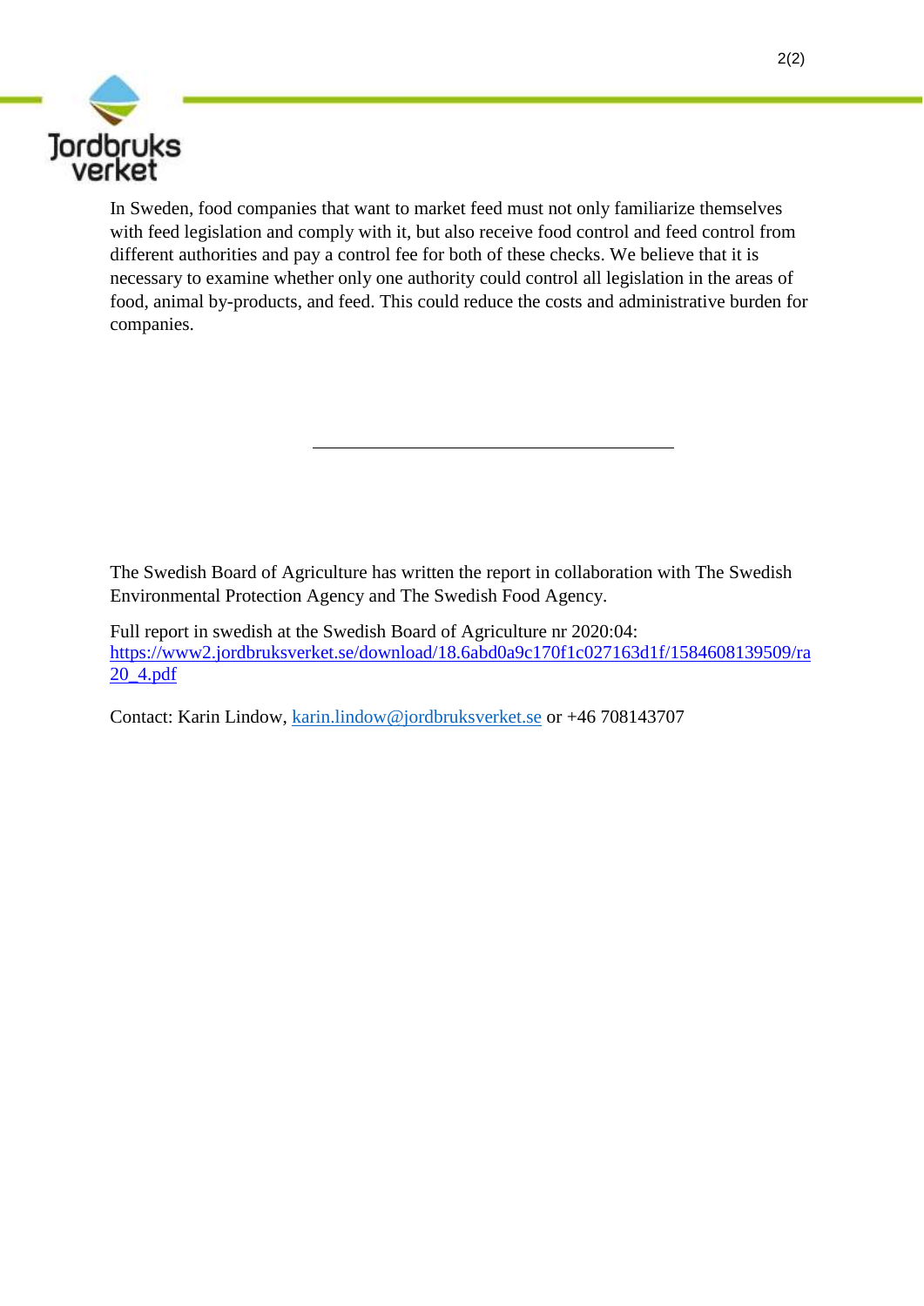In Sweden, food companies that want to market feed must not only familiarize themselves with feed legislation and comply with it, but also receive food control and feed control from different authorities and pay a control fee for both of these checks. We believe that it is necessary to examine whether only one authority could control all legislation in the areas of food, animal by-products, and feed. This could reduce the costs and administrative burden for companies.

---

The Swedish Board of Agriculture has written the report in collaboration with The Swedish Environmental Protection Agency and The Swedish Food Agency.

Full report in swedish at the Swedish Board of Agriculture nr 2020:04: https://www2.jordbruksverket.se/download/18.6abd0a9c170f1c027163d1f/1584608139509/ra20_4.pdf

Contact: Karin Lindow, karin.lindow@jordbruksverket.se or +46 708143707